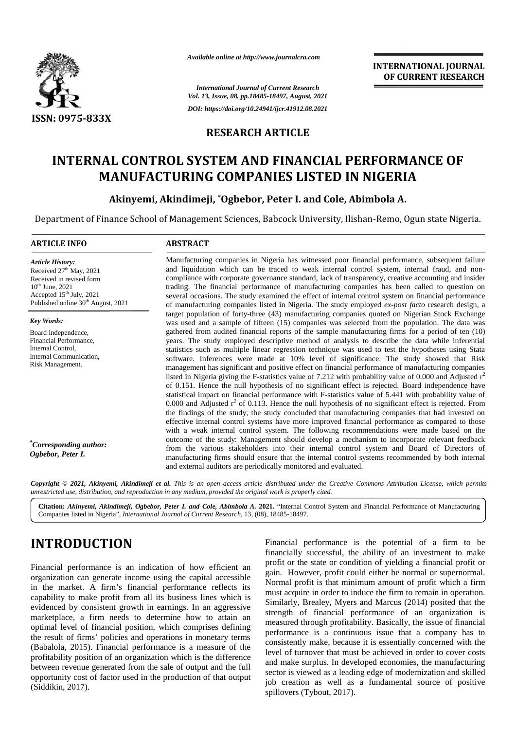*Available online at http://www.journalcra.com*

*International Journal of Current Research*
*Vol. 13, Issue, 08, pp.18485-18497, August, 2021*

*DOI: https://doi.org/10.24941/ijcr.41912.08.2021*

**INTERNATIONAL JOURNAL OF CURRENT RESEARCH**

ISSN: 0975-833X

**RESEARCH ARTICLE**

# INTERNAL CONTROL SYSTEM AND FINANCIAL PERFORMANCE OF MANUFACTURING COMPANIES LISTED IN NIGERIA

**Akinyemi, Akindimeji, *Ogbebor, Peter I. and Cole, Abimbola A.**

Department of Finance School of Management Sciences, Babcock University, Ilishan-Remo, Ogun state Nigeria.

**ARTICLE INFO**

***Article History:***

Received 27th May, 2021
Received in revised form
10th June, 2021
Accepted 15th July, 2021
Published online 30th August, 2021

***Key Words:***

Board Independence,
Financial Performance,
Internal Control,
Internal Communication,
Risk Management.

****Corresponding author:***
***Ogbebor, Peter I.***

**ABSTRACT**

Manufacturing companies in Nigeria has witnessed poor financial performance, subsequent failure and liquidation which can be traced to weak internal control system, internal fraud, and non-compliance with corporate governance standard, lack of transparency, creative accounting and insider trading. The financial performance of manufacturing companies has been called to question on several occasions. The study examined the effect of internal control system on financial performance of manufacturing companies listed in Nigeria. The study employed *ex-post facto* research design, a target population of forty-three (43) manufacturing companies quoted on Nigerian Stock Exchange was used and a sample of fifteen (15) companies was selected from the population. The data was gathered from audited financial reports of the sample manufacturing firms for a period of ten (10) years. The study employed descriptive method of analysis to describe the data while inferential statistics such as multiple linear regression technique was used to test the hypotheses using Stata software. Inferences were made at 10% level of significance. The study showed that Risk management has significant and positive effect on financial performance of manufacturing companies listed in Nigeria giving the F-statistics value of 7.212 with probability value of 0.000 and Adjusted $r^2$ of 0.151. Hence the null hypothesis of no significant effect is rejected. Board independence have statistical impact on financial performance with F-statistics value of 5.441 with probability value of 0.000 and Adjusted $r^2$ of 0.113. Hence the null hypothesis of no significant effect is rejected. From the findings of the study, the study concluded that manufacturing companies that had invested on effective internal control systems have more improved financial performance as compared to those with a weak internal control system. The following recommendations were made based on the outcome of the study: Management should develop a mechanism to incorporate relevant feedback from the various stakeholders into their internal control system and Board of Directors of manufacturing firms should ensure that the internal control systems recommended by both internal and external auditors are periodically monitored and evaluated.

***Copyright © 2021, Akinyemi, Akindimeji et al.*** *This is an open access article distributed under the Creative Commons Attribution License, which permits unrestricted use, distribution, and reproduction in any medium, provided the original work is properly cited.*

**Citation:** ***Akinyemi, Akindimeji, Ogbebor, Peter I. and Cole, Abimbola A.* 2021.** "Internal Control System and Financial Performance of Manufacturing Companies listed in Nigeria", *International Journal of Current Research*, 13, (08), 18485-18497.

# INTRODUCTION

Financial performance is an indication of how efficient an organization can generate income using the capital accessible in the market. A firm's financial performance reflects its capability to make profit from all its business lines which is evidenced by consistent growth in earnings. In an aggressive marketplace, a firm needs to determine how to attain an optimal level of financial position, which comprises defining the result of firms' policies and operations in monetary terms (Babalola, 2015). Financial performance is a measure of the profitability position of an organization which is the difference between revenue generated from the sale of output and the full opportunity cost of factor used in the production of that output (Siddikin, 2017).

Financial performance is the potential of a firm to be financially successful, the ability of an investment to make profit or the state or condition of yielding a financial profit or gain. However, profit could either be normal or supernormal. Normal profit is that minimum amount of profit which a firm must acquire in order to induce the firm to remain in operation. Similarly, Brealey, Myers and Marcus (2014) posited that the strength of financial performance of an organization is measured through profitability. Basically, the issue of financial performance is a continuous issue that a company has to consistently make, because it is essentially concerned with the level of turnover that must be achieved in order to cover costs and make surplus. In developed economies, the manufacturing sector is viewed as a leading edge of modernization and skilled job creation as well as a fundamental source of positive spillovers (Tybout, 2017).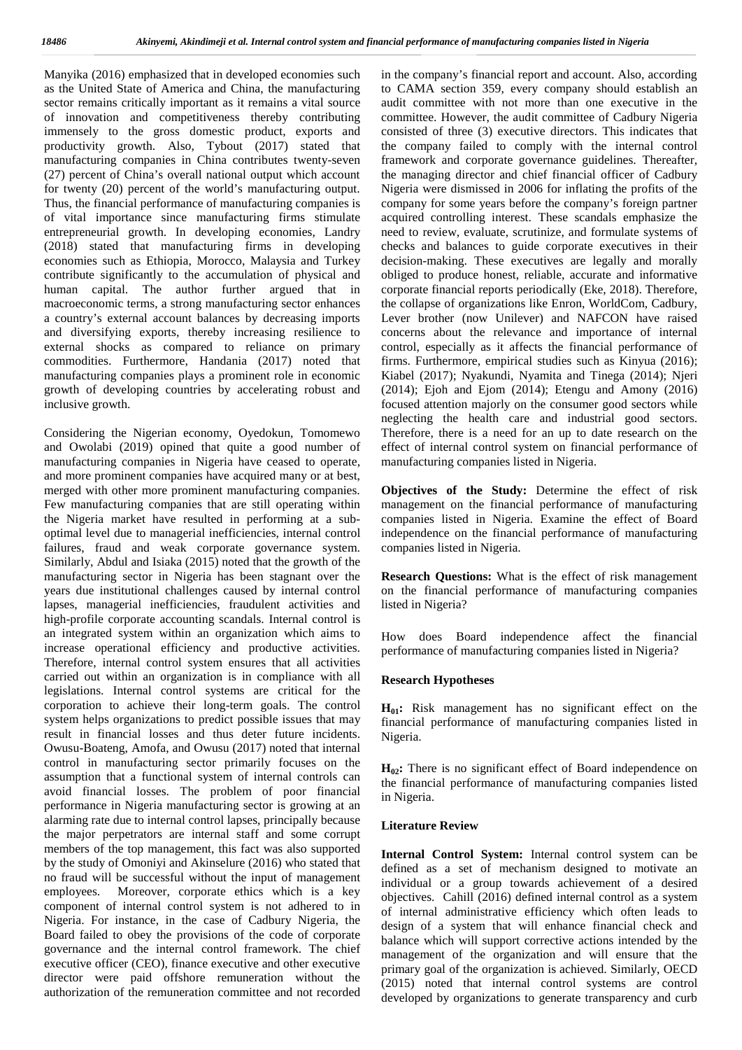Manyika (2016) emphasized that in developed economies such as the United State of America and China, the manufacturing sector remains critically important as it remains a vital source of innovation and competitiveness thereby contributing immensely to the gross domestic product, exports and productivity growth. Also, Tybout (2017) stated that manufacturing companies in China contributes twenty-seven (27) percent of China's overall national output which account for twenty (20) percent of the world's manufacturing output. Thus, the financial performance of manufacturing companies is of vital importance since manufacturing firms stimulate entrepreneurial growth. In developing economies, Landry (2018) stated that manufacturing firms in developing economies such as Ethiopia, Morocco, Malaysia and Turkey contribute significantly to the accumulation of physical and human capital. The author further argued that in macroeconomic terms, a strong manufacturing sector enhances a country's external account balances by decreasing imports and diversifying exports, thereby increasing resilience to external shocks as compared to reliance on primary commodities. Furthermore, Handania (2017) noted that manufacturing companies plays a prominent role in economic growth of developing countries by accelerating robust and inclusive growth.

Considering the Nigerian economy, Oyedokun, Tomomewo and Owolabi (2019) opined that quite a good number of manufacturing companies in Nigeria have ceased to operate, and more prominent companies have acquired many or at best, merged with other more prominent manufacturing companies. Few manufacturing companies that are still operating within the Nigeria market have resulted in performing at a sub-optimal level due to managerial inefficiencies, internal control failures, fraud and weak corporate governance system. Similarly, Abdul and Isiaka (2015) noted that the growth of the manufacturing sector in Nigeria has been stagnant over the years due institutional challenges caused by internal control lapses, managerial inefficiencies, fraudulent activities and high-profile corporate accounting scandals. Internal control is an integrated system within an organization which aims to increase operational efficiency and productive activities. Therefore, internal control system ensures that all activities carried out within an organization is in compliance with all legislations. Internal control systems are critical for the corporation to achieve their long-term goals. The control system helps organizations to predict possible issues that may result in financial losses and thus deter future incidents. Owusu-Boateng, Amofa, and Owusu (2017) noted that internal control in manufacturing sector primarily focuses on the assumption that a functional system of internal controls can avoid financial losses. The problem of poor financial performance in Nigeria manufacturing sector is growing at an alarming rate due to internal control lapses, principally because the major perpetrators are internal staff and some corrupt members of the top management, this fact was also supported by the study of Omoniyi and Akinselure (2016) who stated that no fraud will be successful without the input of management employees. Moreover, corporate ethics which is a key component of internal control system is not adhered to in Nigeria. For instance, in the case of Cadbury Nigeria, the Board failed to obey the provisions of the code of corporate governance and the internal control framework. The chief executive officer (CEO), finance executive and other executive director were paid offshore remuneration without the authorization of the remuneration committee and not recorded in the company's financial report and account. Also, according to CAMA section 359, every company should establish an audit committee with not more than one executive in the committee. However, the audit committee of Cadbury Nigeria consisted of three (3) executive directors. This indicates that the company failed to comply with the internal control framework and corporate governance guidelines. Thereafter, the managing director and chief financial officer of Cadbury Nigeria were dismissed in 2006 for inflating the profits of the company for some years before the company's foreign partner acquired controlling interest. These scandals emphasize the need to review, evaluate, scrutinize, and formulate systems of checks and balances to guide corporate executives in their decision-making. These executives are legally and morally obliged to produce honest, reliable, accurate and informative corporate financial reports periodically (Eke, 2018). Therefore, the collapse of organizations like Enron, WorldCom, Cadbury, Lever brother (now Unilever) and NAFCON have raised concerns about the relevance and importance of internal control, especially as it affects the financial performance of firms. Furthermore, empirical studies such as Kinyua (2016); Kiabel (2017); Nyakundi, Nyamita and Tinega (2014); Njeri (2014); Ejoh and Ejom (2014); Etengu and Amony (2016) focused attention majorly on the consumer good sectors while neglecting the health care and industrial good sectors. Therefore, there is a need for an up to date research on the effect of internal control system on financial performance of manufacturing companies listed in Nigeria.

**Objectives of the Study:** Determine the effect of risk management on the financial performance of manufacturing companies listed in Nigeria. Examine the effect of Board independence on the financial performance of manufacturing companies listed in Nigeria.

**Research Questions:** What is the effect of risk management on the financial performance of manufacturing companies listed in Nigeria?

How does Board independence affect the financial performance of manufacturing companies listed in Nigeria?

### Research Hypotheses

**$H_{01}$:** Risk management has no significant effect on the financial performance of manufacturing companies listed in Nigeria.

**$H_{02}$:** There is no significant effect of Board independence on the financial performance of manufacturing companies listed in Nigeria.

### Literature Review

**Internal Control System:** Internal control system can be defined as a set of mechanism designed to motivate an individual or a group towards achievement of a desired objectives. Cahill (2016) defined internal control as a system of internal administrative efficiency which often leads to design of a system that will enhance financial check and balance which will support corrective actions intended by the management of the organization and will ensure that the primary goal of the organization is achieved. Similarly, OECD (2015) noted that internal control systems are control developed by organizations to generate transparency and curb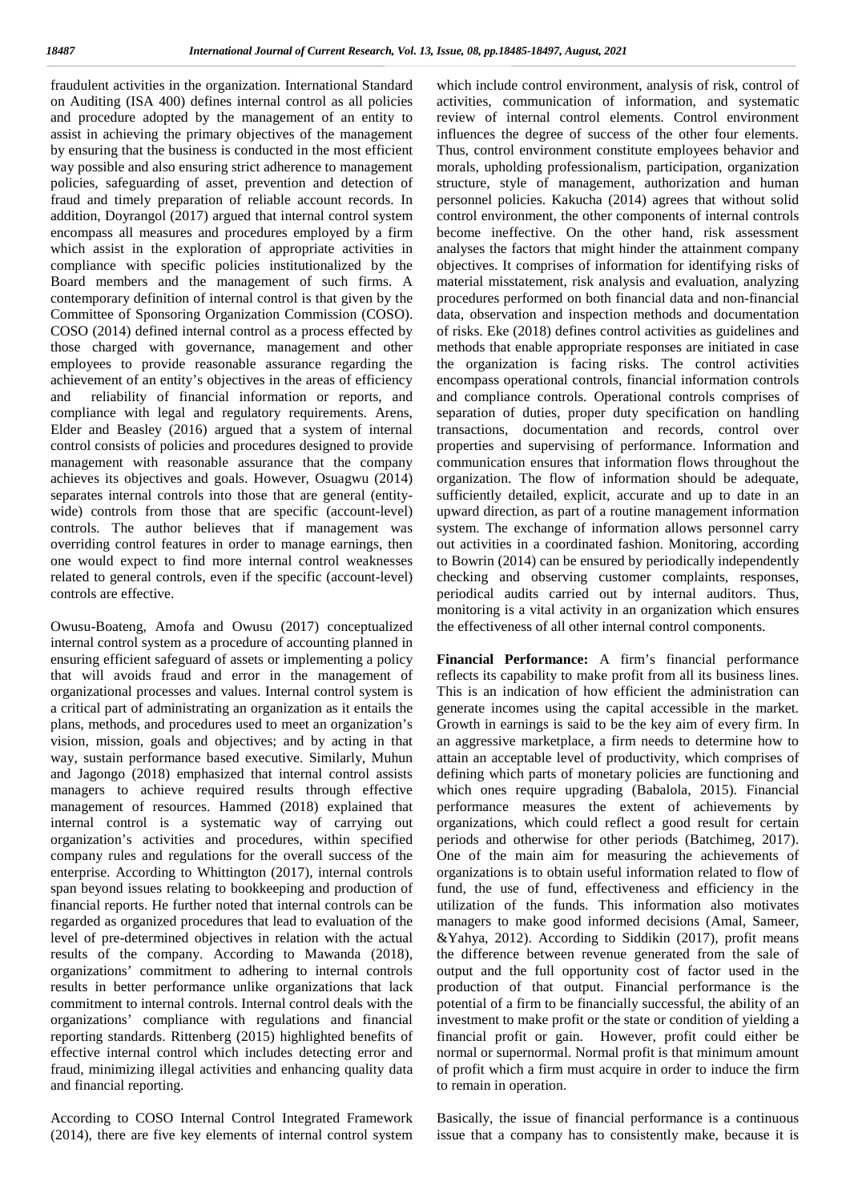fraudulent activities in the organization. International Standard on Auditing (ISA 400) defines internal control as all policies and procedure adopted by the management of an entity to assist in achieving the primary objectives of the management by ensuring that the business is conducted in the most efficient way possible and also ensuring strict adherence to management policies, safeguarding of asset, prevention and detection of fraud and timely preparation of reliable account records. In addition, Doyrangol (2017) argued that internal control system encompass all measures and procedures employed by a firm which assist in the exploration of appropriate activities in compliance with specific policies institutionalized by the Board members and the management of such firms. A contemporary definition of internal control is that given by the Committee of Sponsoring Organization Commission (COSO). COSO (2014) defined internal control as a process effected by those charged with governance, management and other employees to provide reasonable assurance regarding the achievement of an entity's objectives in the areas of efficiency and reliability of financial information or reports, and compliance with legal and regulatory requirements. Arens, Elder and Beasley (2016) argued that a system of internal control consists of policies and procedures designed to provide management with reasonable assurance that the company achieves its objectives and goals. However, Osuagwu (2014) separates internal controls into those that are general (entity-wide) controls from those that are specific (account-level) controls. The author believes that if management was overriding control features in order to manage earnings, then one would expect to find more internal control weaknesses related to general controls, even if the specific (account-level) controls are effective.

Owusu-Boateng, Amofa and Owusu (2017) conceptualized internal control system as a procedure of accounting planned in ensuring efficient safeguard of assets or implementing a policy that will avoids fraud and error in the management of organizational processes and values. Internal control system is a critical part of administrating an organization as it entails the plans, methods, and procedures used to meet an organization's vision, mission, goals and objectives; and by acting in that way, sustain performance based executive. Similarly, Muhun and Jagongo (2018) emphasized that internal control assists managers to achieve required results through effective management of resources. Hammed (2018) explained that internal control is a systematic way of carrying out organization's activities and procedures, within specified company rules and regulations for the overall success of the enterprise. According to Whittington (2017), internal controls span beyond issues relating to bookkeeping and production of financial reports. He further noted that internal controls can be regarded as organized procedures that lead to evaluation of the level of pre-determined objectives in relation with the actual results of the company. According to Mawanda (2018), organizations' commitment to adhering to internal controls results in better performance unlike organizations that lack commitment to internal controls. Internal control deals with the organizations' compliance with regulations and financial reporting standards. Rittenberg (2015) highlighted benefits of effective internal control which includes detecting error and fraud, minimizing illegal activities and enhancing quality data and financial reporting.

According to COSO Internal Control Integrated Framework (2014), there are five key elements of internal control system which include control environment, analysis of risk, control of activities, communication of information, and systematic review of internal control elements. Control environment influences the degree of success of the other four elements. Thus, control environment constitute employees behavior and morals, upholding professionalism, participation, organization structure, style of management, authorization and human personnel policies. Kakucha (2014) agrees that without solid control environment, the other components of internal controls become ineffective. On the other hand, risk assessment analyses the factors that might hinder the attainment company objectives. It comprises of information for identifying risks of material misstatement, risk analysis and evaluation, analyzing procedures performed on both financial data and non-financial data, observation and inspection methods and documentation of risks. Eke (2018) defines control activities as guidelines and methods that enable appropriate responses are initiated in case the organization is facing risks. The control activities encompass operational controls, financial information controls and compliance controls. Operational controls comprises of separation of duties, proper duty specification on handling transactions, documentation and records, control over properties and supervising of performance. Information and communication ensures that information flows throughout the organization. The flow of information should be adequate, sufficiently detailed, explicit, accurate and up to date in an upward direction, as part of a routine management information system. The exchange of information allows personnel carry out activities in a coordinated fashion. Monitoring, according to Bowrin (2014) can be ensured by periodically independently checking and observing customer complaints, responses, periodical audits carried out by internal auditors. Thus, monitoring is a vital activity in an organization which ensures the effectiveness of all other internal control components.

**Financial Performance:** A firm's financial performance reflects its capability to make profit from all its business lines. This is an indication of how efficient the administration can generate incomes using the capital accessible in the market. Growth in earnings is said to be the key aim of every firm. In an aggressive marketplace, a firm needs to determine how to attain an acceptable level of productivity, which comprises of defining which parts of monetary policies are functioning and which ones require upgrading (Babalola, 2015). Financial performance measures the extent of achievements by organizations, which could reflect a good result for certain periods and otherwise for other periods (Batchimeg, 2017). One of the main aim for measuring the achievements of organizations is to obtain useful information related to flow of fund, the use of fund, effectiveness and efficiency in the utilization of the funds. This information also motivates managers to make good informed decisions (Amal, Sameer, &Yahya, 2012). According to Siddikin (2017), profit means the difference between revenue generated from the sale of output and the full opportunity cost of factor used in the production of that output. Financial performance is the potential of a firm to be financially successful, the ability of an investment to make profit or the state or condition of yielding a financial profit or gain. However, profit could either be normal or supernormal. Normal profit is that minimum amount of profit which a firm must acquire in order to induce the firm to remain in operation.

Basically, the issue of financial performance is a continuous issue that a company has to consistently make, because it is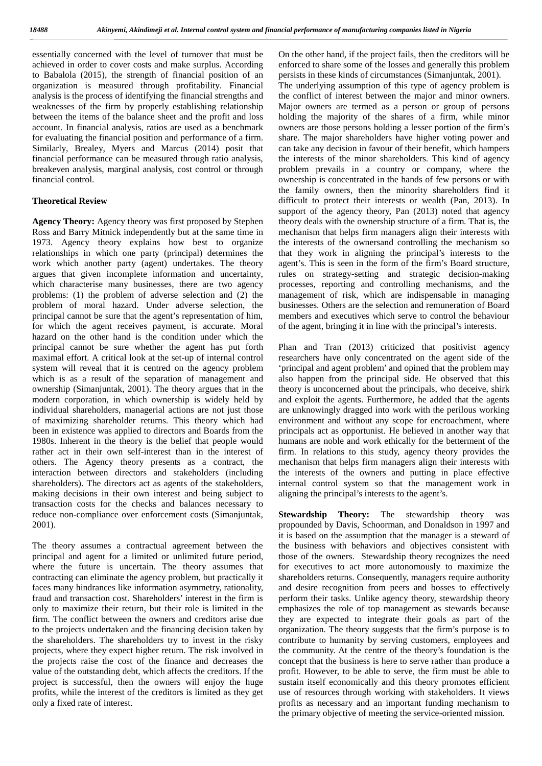essentially concerned with the level of turnover that must be achieved in order to cover costs and make surplus. According to Babalola (2015), the strength of financial position of an organization is measured through profitability. Financial analysis is the process of identifying the financial strengths and weaknesses of the firm by properly establishing relationship between the items of the balance sheet and the profit and loss account. In financial analysis, ratios are used as a benchmark for evaluating the financial position and performance of a firm. Similarly, Brealey, Myers and Marcus (2014) posit that financial performance can be measured through ratio analysis, breakeven analysis, marginal analysis, cost control or through financial control.

### Theoretical Review

**Agency Theory:** Agency theory was first proposed by Stephen Ross and Barry Mitnick independently but at the same time in 1973. Agency theory explains how best to organize relationships in which one party (principal) determines the work which another party (agent) undertakes. The theory argues that given incomplete information and uncertainty, which characterise many businesses, there are two agency problems: (1) the problem of adverse selection and (2) the problem of moral hazard. Under adverse selection, the principal cannot be sure that the agent's representation of him, for which the agent receives payment, is accurate. Moral hazard on the other hand is the condition under which the principal cannot be sure whether the agent has put forth maximal effort. A critical look at the set-up of internal control system will reveal that it is centred on the agency problem which is as a result of the separation of management and ownership (Simanjuntak, 2001). The theory argues that in the modern corporation, in which ownership is widely held by individual shareholders, managerial actions are not just those of maximizing shareholder returns. This theory which had been in existence was applied to directors and Boards from the 1980s. Inherent in the theory is the belief that people would rather act in their own self-interest than in the interest of others. The Agency theory presents as a contract, the interaction between directors and stakeholders (including shareholders). The directors act as agents of the stakeholders, making decisions in their own interest and being subject to transaction costs for the checks and balances necessary to reduce non-compliance over enforcement costs (Simanjuntak, 2001).

The theory assumes a contractual agreement between the principal and agent for a limited or unlimited future period, where the future is uncertain. The theory assumes that contracting can eliminate the agency problem, but practically it faces many hindrances like information asymmetry, rationality, fraud and transaction cost. Shareholders' interest in the firm is only to maximize their return, but their role is limited in the firm. The conflict between the owners and creditors arise due to the projects undertaken and the financing decision taken by the shareholders. The shareholders try to invest in the risky projects, where they expect higher return. The risk involved in the projects raise the cost of the finance and decreases the value of the outstanding debt, which affects the creditors. If the project is successful, then the owners will enjoy the huge profits, while the interest of the creditors is limited as they get only a fixed rate of interest. On the other hand, if the project fails, then the creditors will be enforced to share some of the losses and generally this problem persists in these kinds of circumstances (Simanjuntak, 2001).

The underlying assumption of this type of agency problem is the conflict of interest between the major and minor owners. Major owners are termed as a person or group of persons holding the majority of the shares of a firm, while minor owners are those persons holding a lesser portion of the firm's share. The major shareholders have higher voting power and can take any decision in favour of their benefit, which hampers the interests of the minor shareholders. This kind of agency problem prevails in a country or company, where the ownership is concentrated in the hands of few persons or with the family owners, then the minority shareholders find it difficult to protect their interests or wealth (Pan, 2013). In support of the agency theory, Pan (2013) noted that agency theory deals with the ownership structure of a firm. That is, the mechanism that helps firm managers align their interests with the interests of the ownersand controlling the mechanism so that they work in aligning the principal's interests to the agent's. This is seen in the form of the firm's Board structure, rules on strategy-setting and strategic decision-making processes, reporting and controlling mechanisms, and the management of risk, which are indispensable in managing businesses. Others are the selection and remuneration of Board members and executives which serve to control the behaviour of the agent, bringing it in line with the principal's interests.

Phan and Tran (2013) criticized that positivist agency researchers have only concentrated on the agent side of the 'principal and agent problem' and opined that the problem may also happen from the principal side. He observed that this theory is unconcerned about the principals, who deceive, shirk and exploit the agents. Furthermore, he added that the agents are unknowingly dragged into work with the perilous working environment and without any scope for encroachment, where principals act as opportunist. He believed in another way that humans are noble and work ethically for the betterment of the firm. In relations to this study, agency theory provides the mechanism that helps firm managers align their interests with the interests of the owners and putting in place effective internal control system so that the management work in aligning the principal's interests to the agent's.

**Stewardship Theory:** The stewardship theory was propounded by Davis, Schoorman, and Donaldson in 1997 and it is based on the assumption that the manager is a steward of the business with behaviors and objectives consistent with those of the owners. Stewardship theory recognizes the need for executives to act more autonomously to maximize the shareholders returns. Consequently, managers require authority and desire recognition from peers and bosses to effectively perform their tasks. Unlike agency theory, stewardship theory emphasizes the role of top management as stewards because they are expected to integrate their goals as part of the organization. The theory suggests that the firm's purpose is to contribute to humanity by serving customers, employees and the community. At the centre of the theory's foundation is the concept that the business is here to serve rather than produce a profit. However, to be able to serve, the firm must be able to sustain itself economically and this theory promotes efficient use of resources through working with stakeholders. It views profits as necessary and an important funding mechanism to the primary objective of meeting the service-oriented mission.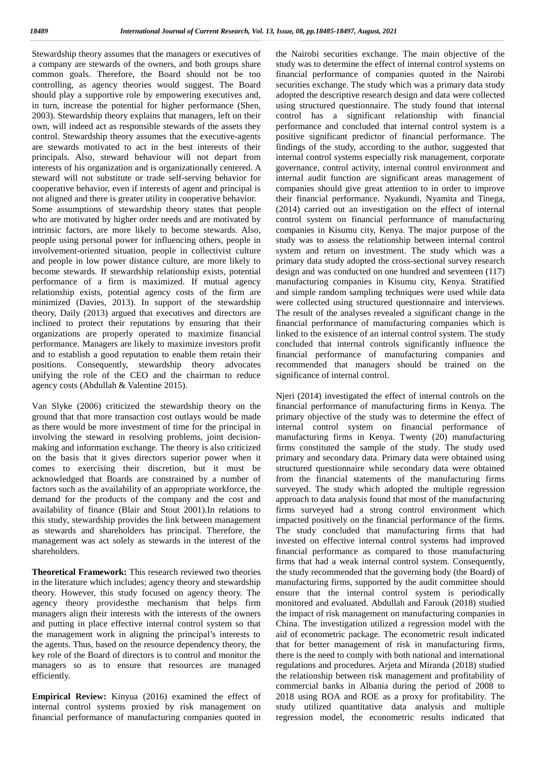Stewardship theory assumes that the managers or executives of a company are stewards of the owners, and both groups share common goals. Therefore, the Board should not be too controlling, as agency theories would suggest. The Board should play a supportive role by empowering executives and, in turn, increase the potential for higher performance (Shen, 2003). Stewardship theory explains that managers, left on their own, will indeed act as responsible stewards of the assets they control. Stewardship theory assumes that the executive-agents are stewards motivated to act in the best interests of their principals. Also, steward behaviour will not depart from interests of his organization and is organizationally centered. A steward will not substitute or trade self-serving behavior for cooperative behavior, even if interests of agent and principal is not aligned and there is greater utility in cooperative behavior.
Some assumptions of stewardship theory states that people who are motivated by higher order needs and are motivated by intrinsic factors, are more likely to become stewards. Also, people using personal power for influencing others, people in involvement-oriented situation, people in collectivist culture and people in low power distance culture, are more likely to become stewards. If stewardship relationship exists, potential performance of a firm is maximized. If mutual agency relationship exists, potential agency costs of the firm are minimized (Davies, 2013). In support of the stewardship theory, Daily (2013) argued that executives and directors are inclined to protect their reputations by ensuring that their organizations are properly operated to maximize financial performance. Managers are likely to maximize investors profit and to establish a good reputation to enable them retain their positions. Consequently, stewardship theory advocates unifying the role of the CEO and the chairman to reduce agency costs (Abdullah & Valentine 2015).

Van Slyke (2006) criticized the stewardship theory on the ground that that more transaction cost outlays would be made as there would be more investment of time for the principal in involving the steward in resolving problems, joint decision-making and information exchange. The theory is also criticized on the basis that it gives directors superior power when it comes to exercising their discretion, but it must be acknowledged that Boards are constrained by a number of factors such as the availability of an appropriate workforce, the demand for the products of the company and the cost and availability of finance (Blair and Stout 2001).In relations to this study, stewardship provides the link between management as stewards and shareholders has principal. Therefore, the management was act solely as stewards in the interest of the shareholders.

**Theoretical Framework:** This research reviewed two theories in the literature which includes; agency theory and stewardship theory. However, this study focused on agency theory. The agency theory providesthe mechanism that helps firm managers align their interests with the interests of the owners and putting in place effective internal control system so that the management work in aligning the principal's interests to the agents. Thus, based on the resource dependency theory, the key role of the Board of directors is to control and monitor the managers so as to ensure that resources are managed efficiently.

**Empirical Review:** Kinyua (2016) examined the effect of internal control systems proxied by risk management on financial performance of manufacturing companies quoted in the Nairobi securities exchange. The main objective of the study was to determine the effect of internal control systems on financial performance of companies quoted in the Nairobi securities exchange. The study which was a primary data study adopted the descriptive research design and data were collected using structured questionnaire. The study found that internal control has a significant relationship with financial performance and concluded that internal control system is a positive significant predictor of financial performance. The findings of the study, according to the author, suggested that internal control systems especially risk management, corporate governance, control activity, internal control environment and internal audit function are significant areas management of companies should give great attention to in order to improve their financial performance. Nyakundi, Nyamita and Tinega, (2014) carried out an investigation on the effect of internal control system on financial performance of manufacturing companies in Kisumu city, Kenya. The major purpose of the study was to assess the relationship between internal control system and return on investment. The study which was a primary data study adopted the cross-sectional survey research design and was conducted on one hundred and seventeen (117) manufacturing companies in Kisumu city, Kenya. Stratified and simple random sampling techniques were used while data were collected using structured questionnaire and interviews. The result of the analyses revealed a significant change in the financial performance of manufacturing companies which is linked to the existence of an internal control system. The study concluded that internal controls significantly influence the financial performance of manufacturing companies and recommended that managers should be trained on the significance of internal control.

Njeri (2014) investigated the effect of internal controls on the financial performance of manufacturing firms in Kenya. The primary objective of the study was to determine the effect of internal control system on financial performance of manufacturing firms in Kenya. Twenty (20) manufacturing firms constituted the sample of the study. The study used primary and secondary data. Primary data were obtained using structured questionnaire while secondary data were obtained from the financial statements of the manufacturing firms surveyed. The study which adopted the multiple regression approach to data analysis found that most of the manufacturing firms surveyed had a strong control environment which impacted positively on the financial performance of the firms. The study concluded that manufacturing firms that had invested on effective internal control systems had improved financial performance as compared to those manufacturing firms that had a weak internal control system. Consequently, the study recommended that the governing body (the Board) of manufacturing firms, supported by the audit committee should ensure that the internal control system is periodically monitored and evaluated. Abdullah and Farouk (2018) studied the impact of risk management on manufacturing companies in China. The investigation utilized a regression model with the aid of econometric package. The econometric result indicated that for better management of risk in manufacturing firms, there is the need to comply with both national and international regulations and procedures. Arjeta and Miranda (2018) studied the relationship between risk management and profitability of commercial banks in Albania during the period of 2008 to 2018 using ROA and ROE as a proxy for profitability. The study utilized quantitative data analysis and multiple regression model, the econometric results indicated that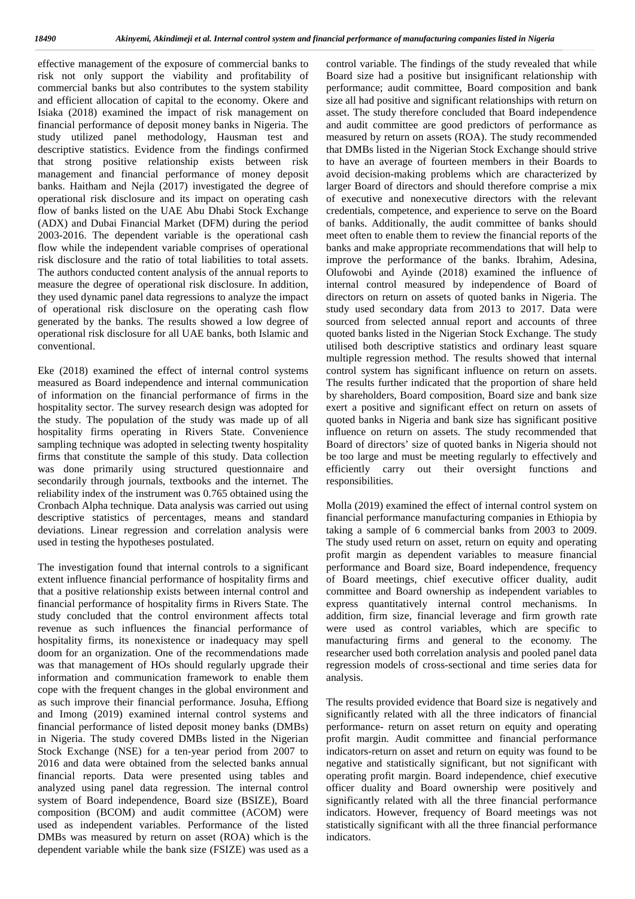effective management of the exposure of commercial banks to risk not only support the viability and profitability of commercial banks but also contributes to the system stability and efficient allocation of capital to the economy. Okere and Isiaka (2018) examined the impact of risk management on financial performance of deposit money banks in Nigeria. The study utilized panel methodology, Hausman test and descriptive statistics. Evidence from the findings confirmed that strong positive relationship exists between risk management and financial performance of money deposit banks. Haitham and Nejla (2017) investigated the degree of operational risk disclosure and its impact on operating cash flow of banks listed on the UAE Abu Dhabi Stock Exchange (ADX) and Dubai Financial Market (DFM) during the period 2003-2016. The dependent variable is the operational cash flow while the independent variable comprises of operational risk disclosure and the ratio of total liabilities to total assets. The authors conducted content analysis of the annual reports to measure the degree of operational risk disclosure. In addition, they used dynamic panel data regressions to analyze the impact of operational risk disclosure on the operating cash flow generated by the banks. The results showed a low degree of operational risk disclosure for all UAE banks, both Islamic and conventional.

Eke (2018) examined the effect of internal control systems measured as Board independence and internal communication of information on the financial performance of firms in the hospitality sector. The survey research design was adopted for the study. The population of the study was made up of all hospitality firms operating in Rivers State. Convenience sampling technique was adopted in selecting twenty hospitality firms that constitute the sample of this study. Data collection was done primarily using structured questionnaire and secondarily through journals, textbooks and the internet. The reliability index of the instrument was 0.765 obtained using the Cronbach Alpha technique. Data analysis was carried out using descriptive statistics of percentages, means and standard deviations. Linear regression and correlation analysis were used in testing the hypotheses postulated.

The investigation found that internal controls to a significant extent influence financial performance of hospitality firms and that a positive relationship exists between internal control and financial performance of hospitality firms in Rivers State. The study concluded that the control environment affects total revenue as such influences the financial performance of hospitality firms, its nonexistence or inadequacy may spell doom for an organization. One of the recommendations made was that management of HOs should regularly upgrade their information and communication framework to enable them cope with the frequent changes in the global environment and as such improve their financial performance. Josuha, Effiong and Imong (2019) examined internal control systems and financial performance of listed deposit money banks (DMBs) in Nigeria. The study covered DMBs listed in the Nigerian Stock Exchange (NSE) for a ten-year period from 2007 to 2016 and data were obtained from the selected banks annual financial reports. Data were presented using tables and analyzed using panel data regression. The internal control system of Board independence, Board size (BSIZE), Board composition (BCOM) and audit committee (ACOM) were used as independent variables. Performance of the listed DMBs was measured by return on asset (ROA) which is the dependent variable while the bank size (FSIZE) was used as a control variable. The findings of the study revealed that while Board size had a positive but insignificant relationship with performance; audit committee, Board composition and bank size all had positive and significant relationships with return on asset. The study therefore concluded that Board independence and audit committee are good predictors of performance as measured by return on assets (ROA). The study recommended that DMBs listed in the Nigerian Stock Exchange should strive to have an average of fourteen members in their Boards to avoid decision-making problems which are characterized by larger Board of directors and should therefore comprise a mix of executive and nonexecutive directors with the relevant credentials, competence, and experience to serve on the Board of banks. Additionally, the audit committee of banks should meet often to enable them to review the financial reports of the banks and make appropriate recommendations that will help to improve the performance of the banks. Ibrahim, Adesina, Olufowobi and Ayinde (2018) examined the influence of internal control measured by independence of Board of directors on return on assets of quoted banks in Nigeria. The study used secondary data from 2013 to 2017. Data were sourced from selected annual report and accounts of three quoted banks listed in the Nigerian Stock Exchange. The study utilised both descriptive statistics and ordinary least square multiple regression method. The results showed that internal control system has significant influence on return on assets. The results further indicated that the proportion of share held by shareholders, Board composition, Board size and bank size exert a positive and significant effect on return on assets of quoted banks in Nigeria and bank size has significant positive influence on return on assets. The study recommended that Board of directors' size of quoted banks in Nigeria should not be too large and must be meeting regularly to effectively and efficiently carry out their oversight functions and responsibilities.

Molla (2019) examined the effect of internal control system on financial performance manufacturing companies in Ethiopia by taking a sample of 6 commercial banks from 2003 to 2009. The study used return on asset, return on equity and operating profit margin as dependent variables to measure financial performance and Board size, Board independence, frequency of Board meetings, chief executive officer duality, audit committee and Board ownership as independent variables to express quantitatively internal control mechanisms. In addition, firm size, financial leverage and firm growth rate were used as control variables, which are specific to manufacturing firms and general to the economy. The researcher used both correlation analysis and pooled panel data regression models of cross-sectional and time series data for analysis.

The results provided evidence that Board size is negatively and significantly related with all the three indicators of financial performance- return on asset return on equity and operating profit margin. Audit committee and financial performance indicators-return on asset and return on equity was found to be negative and statistically significant, but not significant with operating profit margin. Board independence, chief executive officer duality and Board ownership were positively and significantly related with all the three financial performance indicators. However, frequency of Board meetings was not statistically significant with all the three financial performance indicators.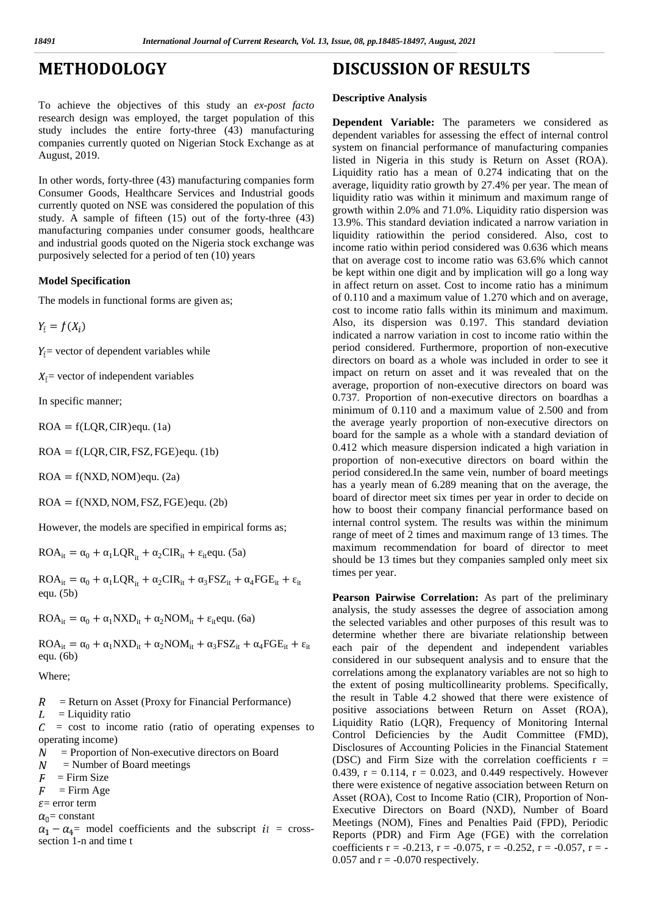# METHODOLOGY

To achieve the objectives of this study an *ex-post facto* research design was employed, the target population of this study includes the entire forty-three (43) manufacturing companies currently quoted on Nigerian Stock Exchange as at August, 2019.

In other words, forty-three (43) manufacturing companies form Consumer Goods, Healthcare Services and Industrial goods currently quoted on NSE was considered the population of this study. A sample of fifteen (15) out of the forty-three (43) manufacturing companies under consumer goods, healthcare and industrial goods quoted on the Nigeria stock exchange was purposively selected for a period of ten (10) years

### Model Specification

The models in functional forms are given as;

$Y_i = f(X_i)$

$Y_i$= vector of dependent variables while

$X_i$= vector of independent variables

In specific manner;

$\text{ROA} = f(\text{LQR}, \text{CIR})$equ. (1a)

$\text{ROA} = f(\text{LQR}, \text{CIR}, \text{FSZ}, \text{FGE})$equ. (1b)

$\text{ROA} = f(\text{NXD}, \text{NOM})$equ. (2a)

$\text{ROA} = f(\text{NXD}, \text{NOM}, \text{FSZ}, \text{FGE})$equ. (2b)

However, the models are specified in empirical forms as;

$\text{ROA}_{it} = \alpha_0 + \alpha_1\text{LQR}_{it} + \alpha_2\text{CIR}_{it} + \varepsilon_{it}$equ. (5a)

$\text{ROA}_{it} = \alpha_0 + \alpha_1\text{LQR}_{it} + \alpha_2\text{CIR}_{it} + \alpha_3\text{FSZ}_{it} + \alpha_4\text{FGE}_{it} + \varepsilon_{it}$ equ. (5b)

$\text{ROA}_{it} = \alpha_0 + \alpha_1\text{NXD}_{it} + \alpha_2\text{NOM}_{it} + \varepsilon_{it}$equ. (6a)

$\text{ROA}_{it} = \alpha_0 + \alpha_1\text{NXD}_{it} + \alpha_2\text{NOM}_{it} + \alpha_3\text{FSZ}_{it} + \alpha_4\text{FGE}_{it} + \varepsilon_{it}$ equ. (6b)

Where;

$R$ = Return on Asset (Proxy for Financial Performance)
$L$ = Liquidity ratio
$C$ = cost to income ratio (ratio of operating expenses to operating income)
$N$ = Proportion of Non-executive directors on Board
$N$ = Number of Board meetings
$F$ = Firm Size
$F$ = Firm Age
$\varepsilon$= error term
$\alpha_0$= constant
$\alpha_1 - \alpha_4$= model coefficients and the subscript $it$ = cross-section 1-n and time t

# DISCUSSION OF RESULTS

### Descriptive Analysis

**Dependent Variable:** The parameters we considered as dependent variables for assessing the effect of internal control system on financial performance of manufacturing companies listed in Nigeria in this study is Return on Asset (ROA). Liquidity ratio has a mean of 0.274 indicating that on the average, liquidity ratio growth by 27.4% per year. The mean of liquidity ratio was within it minimum and maximum range of growth within 2.0% and 71.0%. Liquidity ratio dispersion was 13.9%. This standard deviation indicated a narrow variation in liquidity ratiowithin the period considered. Also, cost to income ratio within period considered was 0.636 which means that on average cost to income ratio was 63.6% which cannot be kept within one digit and by implication will go a long way in affect return on asset. Cost to income ratio has a minimum of 0.110 and a maximum value of 1.270 which and on average, cost to income ratio falls within its minimum and maximum. Also, its dispersion was 0.197. This standard deviation indicated a narrow variation in cost to income ratio within the period considered. Furthermore, proportion of non-executive directors on board as a whole was included in order to see it impact on return on asset and it was revealed that on the average, proportion of non-executive directors on board was 0.737. Proportion of non-executive directors on boardhas a minimum of 0.110 and a maximum value of 2.500 and from the average yearly proportion of non-executive directors on board for the sample as a whole with a standard deviation of 0.412 which measure dispersion indicated a high variation in proportion of non-executive directors on board within the period considered.In the same vein, number of board meetings has a yearly mean of 6.289 meaning that on the average, the board of director meet six times per year in order to decide on how to boost their company financial performance based on internal control system. The results was within the minimum range of meet of 2 times and maximum range of 13 times. The maximum recommendation for board of director to meet should be 13 times but they companies sampled only meet six times per year.

**Pearson Pairwise Correlation:** As part of the preliminary analysis, the study assesses the degree of association among the selected variables and other purposes of this result was to determine whether there are bivariate relationship between each pair of the dependent and independent variables considered in our subsequent analysis and to ensure that the correlations among the explanatory variables are not so high to the extent of posing multicollinearity problems. Specifically, the result in Table 4.2 showed that there were existence of positive associations between Return on Asset (ROA), Liquidity Ratio (LQR), Frequency of Monitoring Internal Control Deficiencies by the Audit Committee (FMD), Disclosures of Accounting Policies in the Financial Statement (DSC) and Firm Size with the correlation coefficients $r = 0.439$, $r = 0.114$, $r = 0.023$, and 0.449 respectively. However there were existence of negative association between Return on Asset (ROA), Cost to Income Ratio (CIR), Proportion of Non-Executive Directors on Board (NXD), Number of Board Meetings (NOM), Fines and Penalties Paid (FPD), Periodic Reports (PDR) and Firm Age (FGE) with the correlation coefficients $r = -0.213$, $r = -0.075$, $r = -0.252$, $r = -0.057$, $r = -0.057$ and $r = -0.070$ respectively.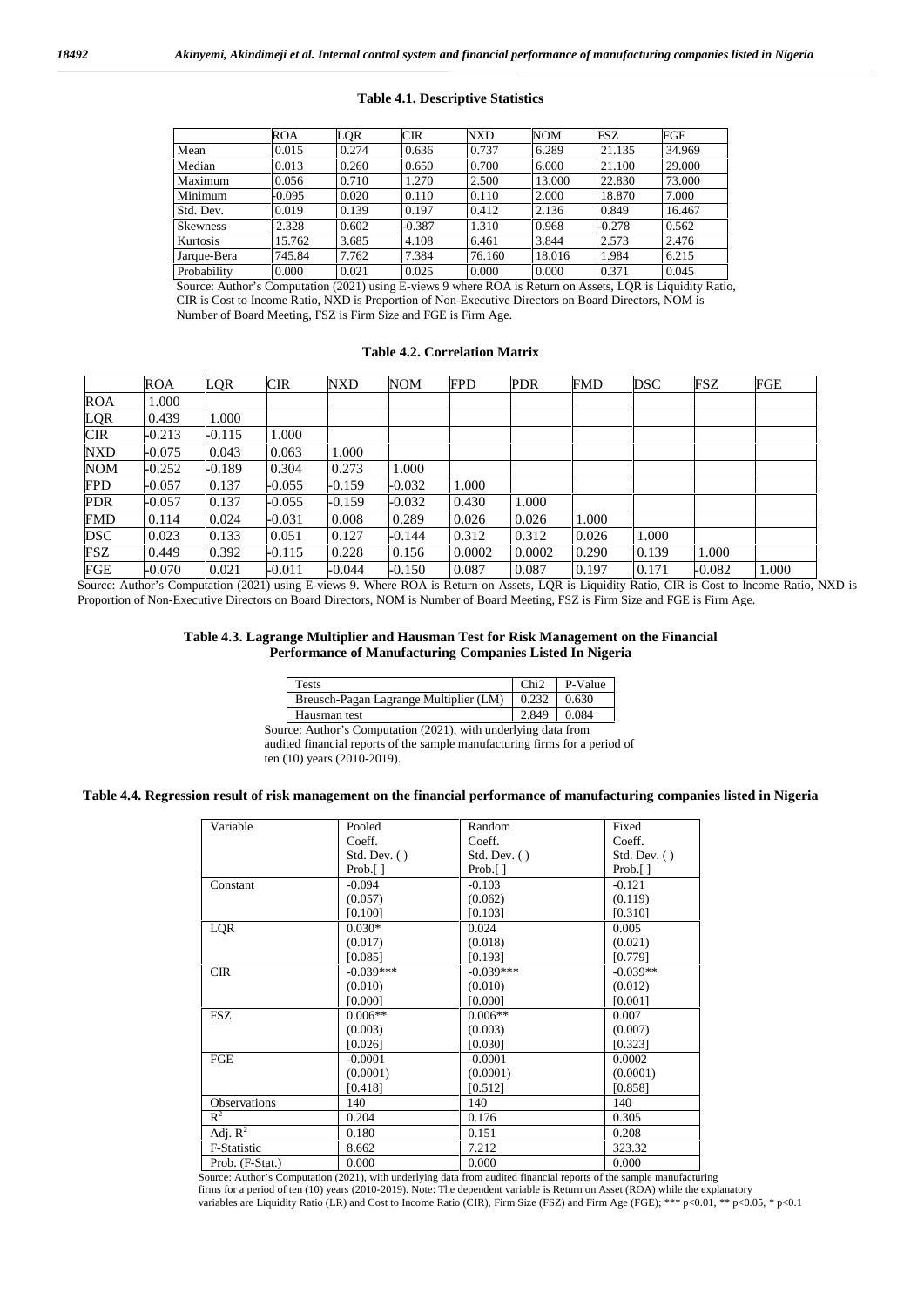**Table 4.1. Descriptive Statistics**

| | ROA | LQR | CIR | NXD | NOM | FSZ | FGE |
|---|---|---|---|---|---|---|---|
| Mean | 0.015 | 0.274 | 0.636 | 0.737 | 6.289 | 21.135 | 34.969 |
| Median | 0.013 | 0.260 | 0.650 | 0.700 | 6.000 | 21.100 | 29.000 |
| Maximum | 0.056 | 0.710 | 1.270 | 2.500 | 13.000 | 22.830 | 73.000 |
| Minimum | -0.095 | 0.020 | 0.110 | 0.110 | 2.000 | 18.870 | 7.000 |
| Std. Dev. | 0.019 | 0.139 | 0.197 | 0.412 | 2.136 | 0.849 | 16.467 |
| Skewness | -2.328 | 0.602 | -0.387 | 1.310 | 0.968 | -0.278 | 0.562 |
| Kurtosis | 15.762 | 3.685 | 4.108 | 6.461 | 3.844 | 2.573 | 2.476 |
| Jarque-Bera | 745.84 | 7.762 | 7.384 | 76.160 | 18.016 | 1.984 | 6.215 |
| Probability | 0.000 | 0.021 | 0.025 | 0.000 | 0.000 | 0.371 | 0.045 |

Source: Author's Computation (2021) using E-views 9 where ROA is Return on Assets, LQR is Liquidity Ratio, CIR is Cost to Income Ratio, NXD is Proportion of Non-Executive Directors on Board Directors, NOM is Number of Board Meeting, FSZ is Firm Size and FGE is Firm Age.

**Table 4.2. Correlation Matrix**

| | ROA | LQR | CIR | NXD | NOM | FPD | PDR | FMD | DSC | FSZ | FGE |
|---|---|---|---|---|---|---|---|---|---|---|---|
| ROA | 1.000 | | | | | | | | | | |
| LQR | 0.439 | 1.000 | | | | | | | | | |
| CIR | -0.213 | -0.115 | 1.000 | | | | | | | | |
| NXD | -0.075 | 0.043 | 0.063 | 1.000 | | | | | | | |
| NOM | -0.252 | -0.189 | 0.304 | 0.273 | 1.000 | | | | | | |
| FPD | -0.057 | 0.137 | -0.055 | -0.159 | -0.032 | 1.000 | | | | | |
| PDR | -0.057 | 0.137 | -0.055 | -0.159 | -0.032 | 0.430 | 1.000 | | | | |
| FMD | 0.114 | 0.024 | -0.031 | 0.008 | 0.289 | 0.026 | 0.026 | 1.000 | | | |
| DSC | 0.023 | 0.133 | 0.051 | 0.127 | -0.144 | 0.312 | 0.312 | 0.026 | 1.000 | | |
| FSZ | 0.449 | 0.392 | -0.115 | 0.228 | 0.156 | 0.0002 | 0.0002 | 0.290 | 0.139 | 1.000 | |
| FGE | -0.070 | 0.021 | -0.011 | -0.044 | -0.150 | 0.087 | 0.087 | 0.197 | 0.171 | -0.082 | 1.000 |

Source: Author's Computation (2021) using E-views 9. Where ROA is Return on Assets, LQR is Liquidity Ratio, CIR is Cost to Income Ratio, NXD is Proportion of Non-Executive Directors on Board Directors, NOM is Number of Board Meeting, FSZ is Firm Size and FGE is Firm Age.

**Table 4.3. Lagrange Multiplier and Hausman Test for Risk Management on the Financial Performance of Manufacturing Companies Listed In Nigeria**

| Tests | Chi2 | P-Value |
|---|---|---|
| Breusch-Pagan Lagrange Multiplier (LM) | 0.232 | 0.630 |
| Hausman test | 2.849 | 0.084 |

Source: Author's Computation (2021), with underlying data from audited financial reports of the sample manufacturing firms for a period of ten (10) years (2010-2019).

**Table 4.4. Regression result of risk management on the financial performance of manufacturing companies listed in Nigeria**

| Variable | Pooled Coeff. Std. Dev. ( ) Prob.[ ] | Random Coeff. Std. Dev. ( ) Prob.[ ] | Fixed Coeff. Std. Dev. ( ) Prob.[ ] |
|---|---|---|---|
| Constant | -0.094 (0.057) [0.100] | -0.103 (0.062) [0.103] | -0.121 (0.119) [0.310] |
| LQR | 0.030* (0.017) [0.085] | 0.024 (0.018) [0.193] | 0.005 (0.021) [0.779] |
| CIR | -0.039*** (0.010) [0.000] | -0.039*** (0.010) [0.000] | -0.039** (0.012) [0.001] |
| FSZ | 0.006** (0.003) [0.026] | 0.006** (0.003) [0.030] | 0.007 (0.007) [0.323] |
| FGE | -0.0001 (0.0001) [0.418] | -0.0001 (0.0001) [0.512] | 0.0002 (0.0001) [0.858] |
| Observations | 140 | 140 | 140 |
| $R^2$ | 0.204 | 0.176 | 0.305 |
| Adj. $R^2$ | 0.180 | 0.151 | 0.208 |
| F-Statistic | 8.662 | 7.212 | 323.32 |
| Prob. (F-Stat.) | 0.000 | 0.000 | 0.000 |

Source: Author's Computation (2021), with underlying data from audited financial reports of the sample manufacturing firms for a period of ten (10) years (2010-2019). Note: The dependent variable is Return on Asset (ROA) while the explanatory variables are Liquidity Ratio (LR) and Cost to Income Ratio (CIR), Firm Size (FSZ) and Firm Age (FGE); *** $p<0.01$, ** $p<0.05$, * $p<0.1$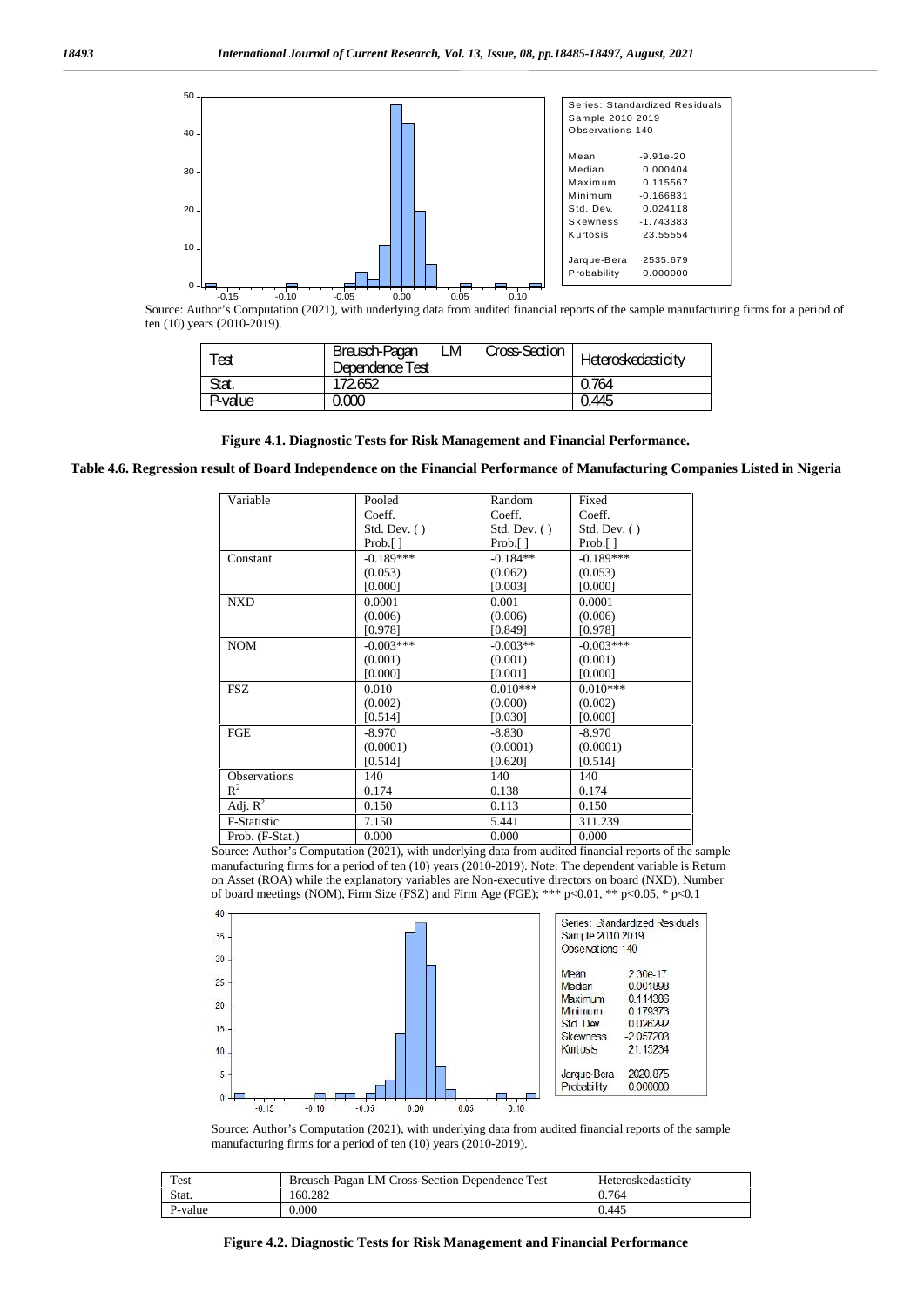| Series: Standardized Residuals | |
|---|---|
| Sample 2010 2019 | |
| Observations 140 | |
| Mean | -9.91e-20 |
| Median | 0.000404 |
| Maximum | 0.115567 |
| Minimum | -0.166831 |
| Std. Dev. | 0.024118 |
| Skewness | -1.743383 |
| Kurtosis | 23.55554 |
| Jarque-Bera | 2535.679 |
| Probability | 0.000000 |

Source: Author's Computation (2021), with underlying data from audited financial reports of the sample manufacturing firms for a period of ten (10) years (2010-2019).

| Test | Breusch-Pagan LM Cross-Section Dependence Test | Heteroskedasticity |
|---|---|---|
| Stat. | 172.652 | 0.764 |
| P-value | 0.000 | 0.445 |

**Figure 4.1. Diagnostic Tests for Risk Management and Financial Performance.**

**Table 4.6. Regression result of Board Independence on the Financial Performance of Manufacturing Companies Listed in Nigeria**

| Variable | Pooled Coeff. Std. Dev. ( ) Prob.[ ] | Random Coeff. Std. Dev. ( ) Prob.[ ] | Fixed Coeff. Std. Dev. ( ) Prob.[ ] |
|---|---|---|---|
| Constant | -0.189*** (0.053) [0.000] | -0.184** (0.062) [0.003] | -0.189*** (0.053) [0.000] |
| NXD | 0.0001 (0.006) [0.978] | 0.001 (0.006) [0.849] | 0.0001 (0.006) [0.978] |
| NOM | -0.003*** (0.001) [0.000] | -0.003** (0.001) [0.001] | -0.003*** (0.001) [0.000] |
| FSZ | 0.010 (0.002) [0.514] | 0.010*** (0.000) [0.030] | 0.010*** (0.002) [0.000] |
| FGE | -8.970 (0.0001) [0.514] | -8.830 (0.0001) [0.620] | -8.970 (0.0001) [0.514] |
| Observations | 140 | 140 | 140 |
| $R^2$ | 0.174 | 0.138 | 0.174 |
| Adj. $R^2$ | 0.150 | 0.113 | 0.150 |
| F-Statistic | 7.150 | 5.441 | 311.239 |
| Prob. (F-Stat.) | 0.000 | 0.000 | 0.000 |

Source: Author's Computation (2021), with underlying data from audited financial reports of the sample manufacturing firms for a period of ten (10) years (2010-2019). Note: The dependent variable is Return on Asset (ROA) while the explanatory variables are Non-executive directors on board (NXD), Number of board meetings (NOM), Firm Size (FSZ) and Firm Age (FGE); *** p<0.01, ** p<0.05, * p<0.1

| Series: Standardized Residuals | |
|---|---|
| Sample 2010 2019 | |
| Observations 140 | |
| Mean | 2.30e-17 |
| Median | 0.001898 |
| Maximum | 0.114306 |
| Minimum | -0.179373 |
| Std. Dev. | 0.026292 |
| Skewness | -2.057203 |
| Kurtosis | 21.15234 |
| Jarque-Bera | 2020.875 |
| Probability | 0.000000 |

Source: Author's Computation (2021), with underlying data from audited financial reports of the sample manufacturing firms for a period of ten (10) years (2010-2019).

| Test | Breusch-Pagan LM Cross-Section Dependence Test | Heteroskedasticity |
|---|---|---|
| Stat. | 160.282 | 0.764 |
| P-value | 0.000 | 0.445 |

**Figure 4.2. Diagnostic Tests for Risk Management and Financial Performance**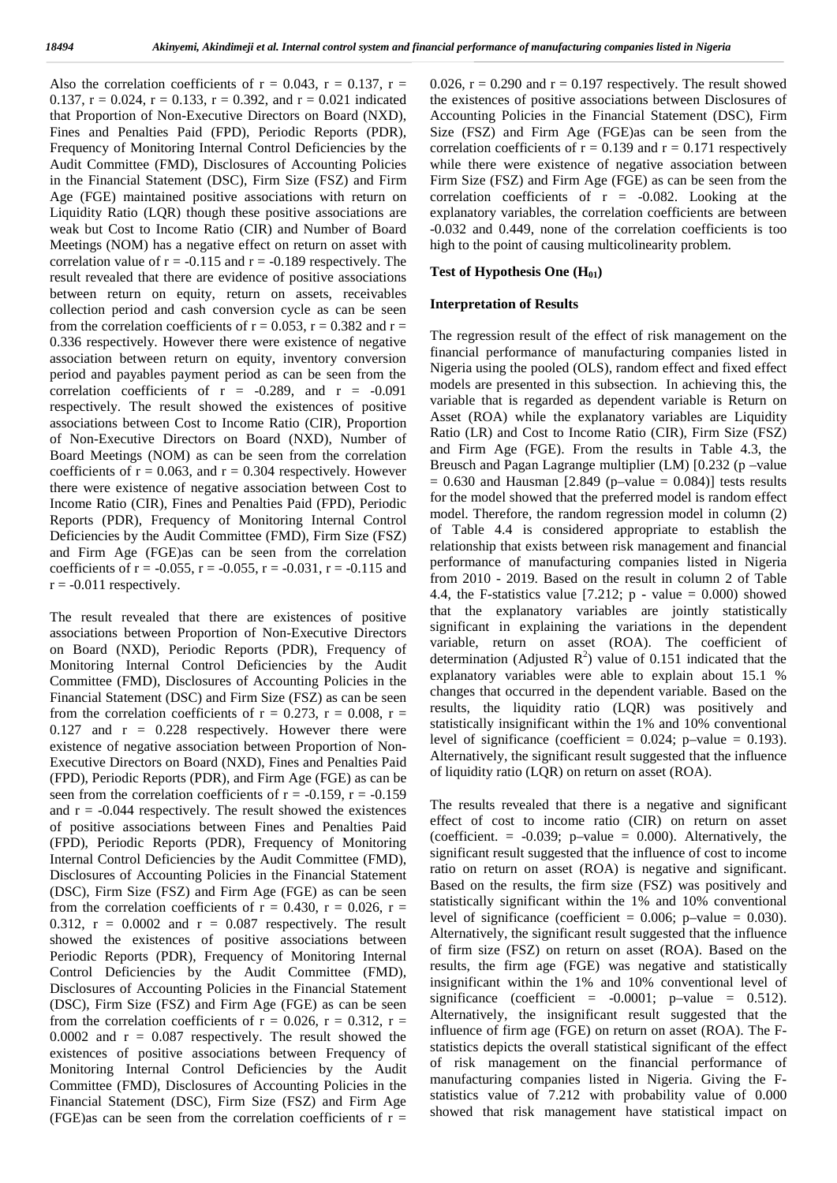Also the correlation coefficients of r = 0.043, r = 0.137, r = 0.137, r = 0.024, r = 0.133, r = 0.392, and r = 0.021 indicated that Proportion of Non-Executive Directors on Board (NXD), Fines and Penalties Paid (FPD), Periodic Reports (PDR), Frequency of Monitoring Internal Control Deficiencies by the Audit Committee (FMD), Disclosures of Accounting Policies in the Financial Statement (DSC), Firm Size (FSZ) and Firm Age (FGE) maintained positive associations with return on Liquidity Ratio (LQR) though these positive associations are weak but Cost to Income Ratio (CIR) and Number of Board Meetings (NOM) has a negative effect on return on asset with correlation value of r = -0.115 and r = -0.189 respectively. The result revealed that there are evidence of positive associations between return on equity, return on assets, receivables collection period and cash conversion cycle as can be seen from the correlation coefficients of r = 0.053, r = 0.382 and r = 0.336 respectively. However there were existence of negative association between return on equity, inventory conversion period and payables payment period as can be seen from the correlation coefficients of r = -0.289, and r = -0.091 respectively. The result showed the existences of positive associations between Cost to Income Ratio (CIR), Proportion of Non-Executive Directors on Board (NXD), Number of Board Meetings (NOM) as can be seen from the correlation coefficients of r = 0.063, and r = 0.304 respectively. However there were existence of negative association between Cost to Income Ratio (CIR), Fines and Penalties Paid (FPD), Periodic Reports (PDR), Frequency of Monitoring Internal Control Deficiencies by the Audit Committee (FMD), Firm Size (FSZ) and Firm Age (FGE)as can be seen from the correlation coefficients of r = -0.055, r = -0.055, r = -0.031, r = -0.115 and r = -0.011 respectively.

The result revealed that there are existences of positive associations between Proportion of Non-Executive Directors on Board (NXD), Periodic Reports (PDR), Frequency of Monitoring Internal Control Deficiencies by the Audit Committee (FMD), Disclosures of Accounting Policies in the Financial Statement (DSC) and Firm Size (FSZ) as can be seen from the correlation coefficients of r = 0.273, r = 0.008, r = 0.127 and r = 0.228 respectively. However there were existence of negative association between Proportion of Non-Executive Directors on Board (NXD), Fines and Penalties Paid (FPD), Periodic Reports (PDR), and Firm Age (FGE) as can be seen from the correlation coefficients of r = -0.159, r = -0.159 and r = -0.044 respectively. The result showed the existences of positive associations between Fines and Penalties Paid (FPD), Periodic Reports (PDR), Frequency of Monitoring Internal Control Deficiencies by the Audit Committee (FMD), Disclosures of Accounting Policies in the Financial Statement (DSC), Firm Size (FSZ) and Firm Age (FGE) as can be seen from the correlation coefficients of r = 0.430, r = 0.026, r = 0.312, r = 0.0002 and r = 0.087 respectively. The result showed the existences of positive associations between Periodic Reports (PDR), Frequency of Monitoring Internal Control Deficiencies by the Audit Committee (FMD), Disclosures of Accounting Policies in the Financial Statement (DSC), Firm Size (FSZ) and Firm Age (FGE) as can be seen from the correlation coefficients of r = 0.026, r = 0.312, r = 0.0002 and r = 0.087 respectively. The result showed the existences of positive associations between Frequency of Monitoring Internal Control Deficiencies by the Audit Committee (FMD), Disclosures of Accounting Policies in the Financial Statement (DSC), Firm Size (FSZ) and Firm Age (FGE)as can be seen from the correlation coefficients of r = 0.026, r = 0.290 and r = 0.197 respectively. The result showed the existences of positive associations between Disclosures of Accounting Policies in the Financial Statement (DSC), Firm Size (FSZ) and Firm Age (FGE)as can be seen from the correlation coefficients of r = 0.139 and r = 0.171 respectively while there were existence of negative association between Firm Size (FSZ) and Firm Age (FGE) as can be seen from the correlation coefficients of r = -0.082. Looking at the explanatory variables, the correlation coefficients are between -0.032 and 0.449, none of the correlation coefficients is too high to the point of causing multicolinearity problem.

**Test of Hypothesis One ($H_{01}$)**

**Interpretation of Results**

The regression result of the effect of risk management on the financial performance of manufacturing companies listed in Nigeria using the pooled (OLS), random effect and fixed effect models are presented in this subsection. In achieving this, the variable that is regarded as dependent variable is Return on Asset (ROA) while the explanatory variables are Liquidity Ratio (LR) and Cost to Income Ratio (CIR), Firm Size (FSZ) and Firm Age (FGE). From the results in Table 4.3, the Breusch and Pagan Lagrange multiplier (LM) [0.232 (p –value = 0.630 and Hausman [2.849 (p–value = 0.084)] tests results for the model showed that the preferred model is random effect model. Therefore, the random regression model in column (2) of Table 4.4 is considered appropriate to establish the relationship that exists between risk management and financial performance of manufacturing companies listed in Nigeria from 2010 - 2019. Based on the result in column 2 of Table 4.4, the F-statistics value [7.212; p - value = 0.000) showed that the explanatory variables are jointly statistically significant in explaining the variations in the dependent variable, return on asset (ROA). The coefficient of determination (Adjusted $R^2$) value of 0.151 indicated that the explanatory variables were able to explain about 15.1 % changes that occurred in the dependent variable. Based on the results, the liquidity ratio (LQR) was positively and statistically insignificant within the 1% and 10% conventional level of significance (coefficient = 0.024; p–value = 0.193). Alternatively, the significant result suggested that the influence of liquidity ratio (LQR) on return on asset (ROA).

The results revealed that there is a negative and significant effect of cost to income ratio (CIR) on return on asset (coefficient. = -0.039; p–value = 0.000). Alternatively, the significant result suggested that the influence of cost to income ratio on return on asset (ROA) is negative and significant. Based on the results, the firm size (FSZ) was positively and statistically significant within the 1% and 10% conventional level of significance (coefficient = 0.006; p–value = 0.030). Alternatively, the significant result suggested that the influence of firm size (FSZ) on return on asset (ROA). Based on the results, the firm age (FGE) was negative and statistically insignificant within the 1% and 10% conventional level of significance (coefficient = -0.0001; p–value = 0.512). Alternatively, the insignificant result suggested that the influence of firm age (FGE) on return on asset (ROA). The F-statistics depicts the overall statistical significant of the effect of risk management on the financial performance of manufacturing companies listed in Nigeria. Giving the F-statistics value of 7.212 with probability value of 0.000 showed that risk management have statistical impact on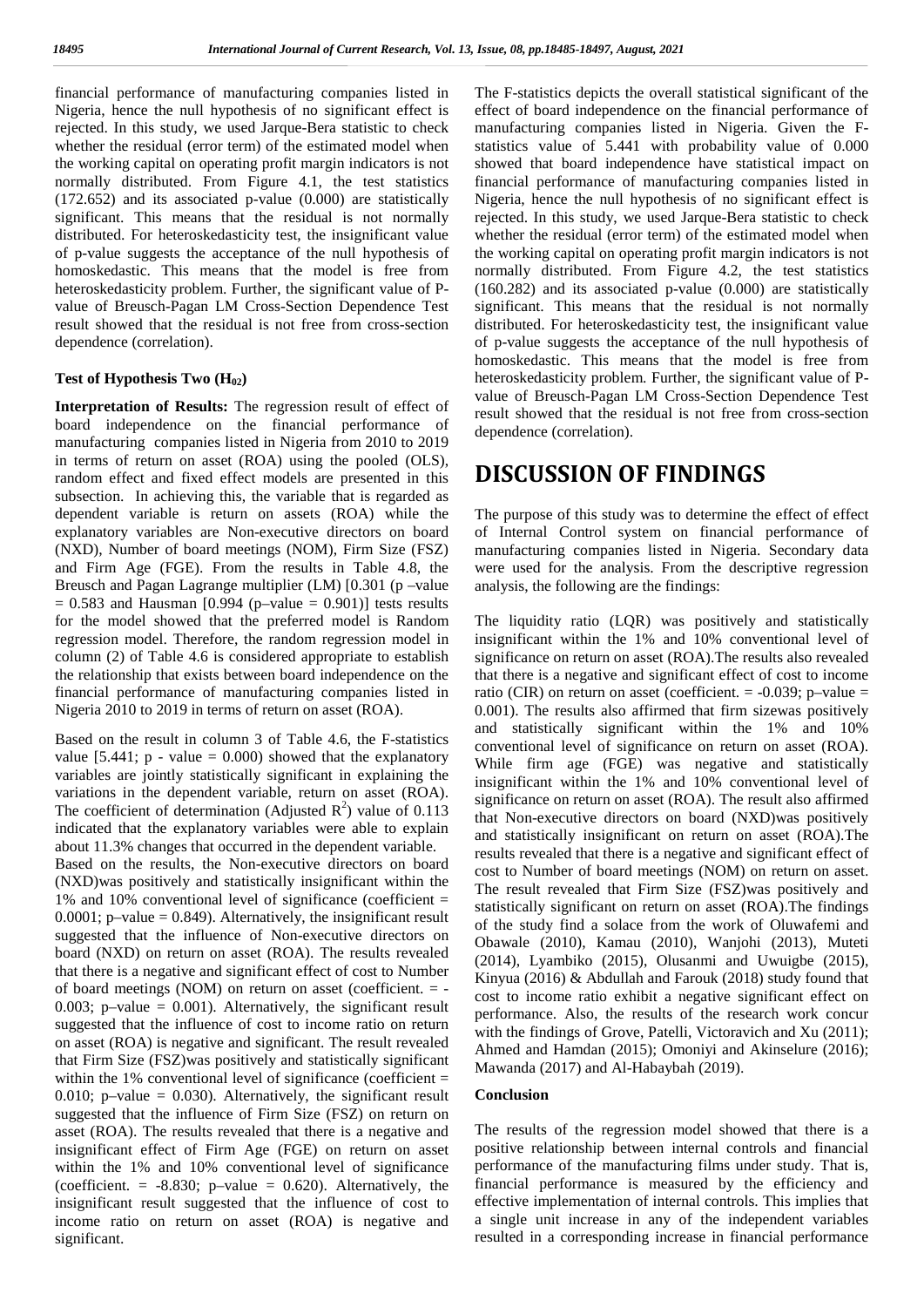financial performance of manufacturing companies listed in Nigeria, hence the null hypothesis of no significant effect is rejected. In this study, we used Jarque-Bera statistic to check whether the residual (error term) of the estimated model when the working capital on operating profit margin indicators is not normally distributed. From Figure 4.1, the test statistics (172.652) and its associated p-value (0.000) are statistically significant. This means that the residual is not normally distributed. For heteroskedasticity test, the insignificant value of p-value suggests the acceptance of the null hypothesis of homoskedastic. This means that the model is free from heteroskedasticity problem. Further, the significant value of P-value of Breusch-Pagan LM Cross-Section Dependence Test result showed that the residual is not free from cross-section dependence (correlation).

#### Test of Hypothesis Two ($H_{02}$)

**Interpretation of Results:** The regression result of effect of board independence on the financial performance of manufacturing companies listed in Nigeria from 2010 to 2019 in terms of return on asset (ROA) using the pooled (OLS), random effect and fixed effect models are presented in this subsection. In achieving this, the variable that is regarded as dependent variable is return on assets (ROA) while the explanatory variables are Non-executive directors on board (NXD), Number of board meetings (NOM), Firm Size (FSZ) and Firm Age (FGE). From the results in Table 4.8, the Breusch and Pagan Lagrange multiplier (LM) [0.301 (p –value = 0.583 and Hausman [0.994 (p–value = 0.901)] tests results for the model showed that the preferred model is Random regression model. Therefore, the random regression model in column (2) of Table 4.6 is considered appropriate to establish the relationship that exists between board independence on the financial performance of manufacturing companies listed in Nigeria 2010 to 2019 in terms of return on asset (ROA).

Based on the result in column 3 of Table 4.6, the F-statistics value [5.441; p - value = 0.000) showed that the explanatory variables are jointly statistically significant in explaining the variations in the dependent variable, return on asset (ROA). The coefficient of determination (Adjusted $R^2$) value of 0.113 indicated that the explanatory variables were able to explain about 11.3% changes that occurred in the dependent variable. Based on the results, the Non-executive directors on board (NXD)was positively and statistically insignificant within the 1% and 10% conventional level of significance (coefficient = 0.0001; p–value = 0.849). Alternatively, the insignificant result suggested that the influence of Non-executive directors on board (NXD) on return on asset (ROA). The results revealed that there is a negative and significant effect of cost to Number of board meetings (NOM) on return on asset (coefficient. = -0.003; p–value = 0.001). Alternatively, the significant result suggested that the influence of cost to income ratio on return on asset (ROA) is negative and significant. The result revealed that Firm Size (FSZ)was positively and statistically significant within the 1% conventional level of significance (coefficient = 0.010; p–value = 0.030). Alternatively, the significant result suggested that the influence of Firm Size (FSZ) on return on asset (ROA). The results revealed that there is a negative and insignificant effect of Firm Age (FGE) on return on asset within the 1% and 10% conventional level of significance (coefficient. = -8.830; p–value = 0.620). Alternatively, the insignificant result suggested that the influence of cost to income ratio on return on asset (ROA) is negative and significant.

The F-statistics depicts the overall statistical significant of the effect of board independence on the financial performance of manufacturing companies listed in Nigeria. Given the F-statistics value of 5.441 with probability value of 0.000 showed that board independence have statistical impact on financial performance of manufacturing companies listed in Nigeria, hence the null hypothesis of no significant effect is rejected. In this study, we used Jarque-Bera statistic to check whether the residual (error term) of the estimated model when the working capital on operating profit margin indicators is not normally distributed. From Figure 4.2, the test statistics (160.282) and its associated p-value (0.000) are statistically significant. This means that the residual is not normally distributed. For heteroskedasticity test, the insignificant value of p-value suggests the acceptance of the null hypothesis of homoskedastic. This means that the model is free from heteroskedasticity problem. Further, the significant value of P-value of Breusch-Pagan LM Cross-Section Dependence Test result showed that the residual is not free from cross-section dependence (correlation).

# DISCUSSION OF FINDINGS

The purpose of this study was to determine the effect of effect of Internal Control system on financial performance of manufacturing companies listed in Nigeria. Secondary data were used for the analysis. From the descriptive regression analysis, the following are the findings:

The liquidity ratio (LQR) was positively and statistically insignificant within the 1% and 10% conventional level of significance on return on asset (ROA).The results also revealed that there is a negative and significant effect of cost to income ratio (CIR) on return on asset (coefficient. = -0.039; p–value = 0.001). The results also affirmed that firm sizewas positively and statistically significant within the 1% and 10% conventional level of significance on return on asset (ROA). While firm age (FGE) was negative and statistically insignificant within the 1% and 10% conventional level of significance on return on asset (ROA). The result also affirmed that Non-executive directors on board (NXD)was positively and statistically insignificant on return on asset (ROA).The results revealed that there is a negative and significant effect of cost to Number of board meetings (NOM) on return on asset. The result revealed that Firm Size (FSZ)was positively and statistically significant on return on asset (ROA).The findings of the study find a solace from the work of Oluwafemi and Obawale (2010), Kamau (2010), Wanjohi (2013), Muteti (2014), Lyambiko (2015), Olusanmi and Uwuigbe (2015), Kinyua (2016) & Abdullah and Farouk (2018) study found that cost to income ratio exhibit a negative significant effect on performance. Also, the results of the research work concur with the findings of Grove, Patelli, Victoravich and Xu (2011); Ahmed and Hamdan (2015); Omoniyi and Akinselure (2016); Mawanda (2017) and Al-Habaybah (2019).

### Conclusion

The results of the regression model showed that there is a positive relationship between internal controls and financial performance of the manufacturing films under study. That is, financial performance is measured by the efficiency and effective implementation of internal controls. This implies that a single unit increase in any of the independent variables resulted in a corresponding increase in financial performance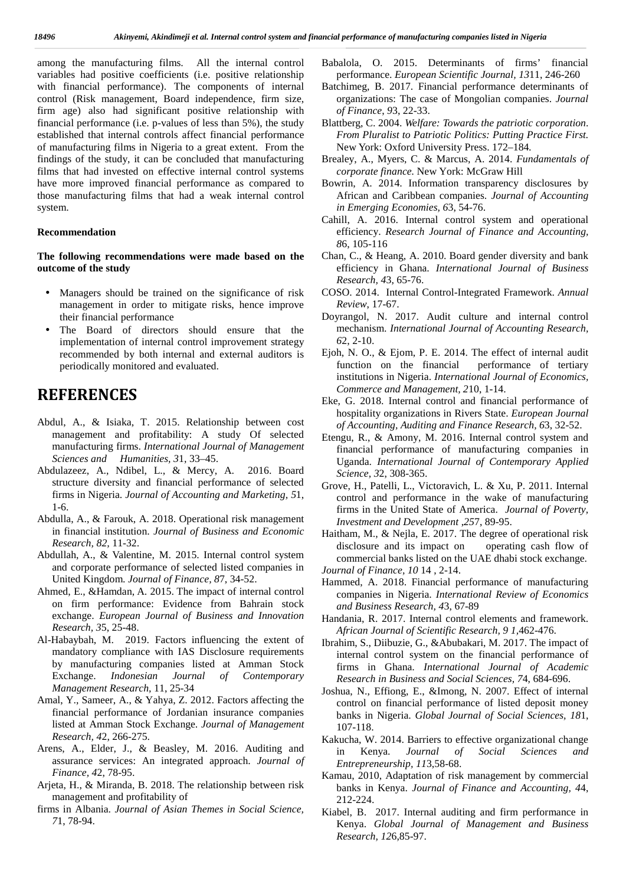among the manufacturing films. All the internal control variables had positive coefficients (i.e. positive relationship with financial performance). The components of internal control (Risk management, Board independence, firm size, firm age) also had significant positive relationship with financial performance (i.e. p-values of less than 5%), the study established that internal controls affect financial performance of manufacturing films in Nigeria to a great extent. From the findings of the study, it can be concluded that manufacturing films that had invested on effective internal control systems have more improved financial performance as compared to those manufacturing films that had a weak internal control system.

**Recommendation**

**The following recommendations were made based on the outcome of the study**

- Managers should be trained on the significance of risk management in order to mitigate risks, hence improve their financial performance
- The Board of directors should ensure that the implementation of internal control improvement strategy recommended by both internal and external auditors is periodically monitored and evaluated.

# REFERENCES

Abdul, A., & Isiaka, T. 2015. Relationship between cost management and profitability: A study Of selected manufacturing firms. *International Journal of Management Sciences and Humanities, 3*1, 33–45.

Abdulazeez, A., Ndibel, L., & Mercy, A. 2016. Board structure diversity and financial performance of selected firms in Nigeria. *Journal of Accounting and Marketing, 5*1, 1-6.

Abdulla, A., & Farouk, A. 2018. Operational risk management in financial institution. *Journal of Business and Economic Research, 82,* 11-32.

Abdullah, A., & Valentine, M. 2015. Internal control system and corporate performance of selected listed companies in United Kingdom. *Journal of Finance, 8*7, 34-52.

Ahmed, E., &Hamdan, A. 2015. The impact of internal control on firm performance: Evidence from Bahrain stock exchange. *European Journal of Business and Innovation Research, 3*5, 25-48.

Al-Habaybah, M. 2019. Factors influencing the extent of mandatory compliance with IAS Disclosure requirements by manufacturing companies listed at Amman Stock Exchange. *Indonesian Journal of Contemporary Management Research*, 11, 25-34

Amal, Y., Sameer, A., & Yahya, Z. 2012. Factors affecting the financial performance of Jordanian insurance companies listed at Amman Stock Exchange. *Journal of Management Research, 4*2, 266-275.

Arens, A., Elder, J., & Beasley, M. 2016. Auditing and assurance services: An integrated approach. *Journal of Finance, 4*2, 78-95.

Arjeta, H., & Miranda, B. 2018. The relationship between risk management and profitability of firms in Albania. *Journal of Asian Themes in Social Science, 7*1, 78-94.

Babalola, O. 2015. Determinants of firms' financial performance. *European Scientific Journal, 13*11, 246-260

Batchimeg, B. 2017. Financial performance determinants of organizations: The case of Mongolian companies. *Journal of Finance, 9*3, 22-33.

Blattberg, C. 2004. *Welfare: Towards the patriotic corporation. From Pluralist to Patriotic Politics: Putting Practice First.* New York: Oxford University Press. 172–184.

Brealey, A., Myers, C. & Marcus, A. 2014. *Fundamentals of corporate finance.* New York: McGraw Hill

Bowrin, A. 2014. Information transparency disclosures by African and Caribbean companies. *Journal of Accounting in Emerging Economies, 6*3, 54-76.

Cahill, A. 2016. Internal control system and operational efficiency. *Research Journal of Finance and Accounting, 8*6, 105-116

Chan, C., & Heang, A. 2010. Board gender diversity and bank efficiency in Ghana. *International Journal of Business Research, 4*3, 65-76.

COSO. 2014. Internal Control-Integrated Framework. *Annual Review*, 17-67.

Doyrangol, N. 2017. Audit culture and internal control mechanism. *International Journal of Accounting Research, 6*2, 2-10.

Ejoh, N. O., & Ejom, P. E. 2014. The effect of internal audit function on the financial performance of tertiary institutions in Nigeria. *International Journal of Economics, Commerce and Management, 2*10, 1-14.

Eke, G. 2018. Internal control and financial performance of hospitality organizations in Rivers State. *European Journal of Accounting, Auditing and Finance Research, 6*3, 32-52.

Etengu, R., & Amony, M. 2016. Internal control system and financial performance of manufacturing companies in Uganda. *International Journal of Contemporary Applied Science, 3*2, 308-365.

Grove, H., Patelli, L., Victoravich, L. & Xu, P. 2011. Internal control and performance in the wake of manufacturing firms in the United State of America. *Journal of Poverty, Investment and Development ,25*7, 89-95.

Haitham, M., & Nejla, E. 2017. The degree of operational risk disclosure and its impact on operating cash flow of commercial banks listed on the UAE dhabi stock exchange. *Journal of Finance, 10* 14 , 2-14.

Hammed, A. 2018. Financial performance of manufacturing companies in Nigeria. *International Review of Economics and Business Research, 4*3, 67-89

Handania, R. 2017. Internal control elements and framework. *African Journal of Scientific Research, 9 1*,462-476.

Ibrahim, S., Diibuzie, G., &Abubakari, M. 2017. The impact of internal control system on the financial performance of firms in Ghana. *International Journal of Academic Research in Business and Social Sciences, 7*4, 684-696.

Joshua, N., Effiong, E., &Imong, N. 2007. Effect of internal control on financial performance of listed deposit money banks in Nigeria. *Global Journal of Social Sciences, 18*1, 107-118.

Kakucha, W. 2014. Barriers to effective organizational change in Kenya. *Journal of Social Sciences and Entrepreneurship, 11*3,58-68.

Kamau, 2010, Adaptation of risk management by commercial banks in Kenya. *Journal of Finance and Accounting, 4*4, 212-224.

Kiabel, B. 2017. Internal auditing and firm performance in Kenya. *Global Journal of Management and Business Research, 12*6,85-97.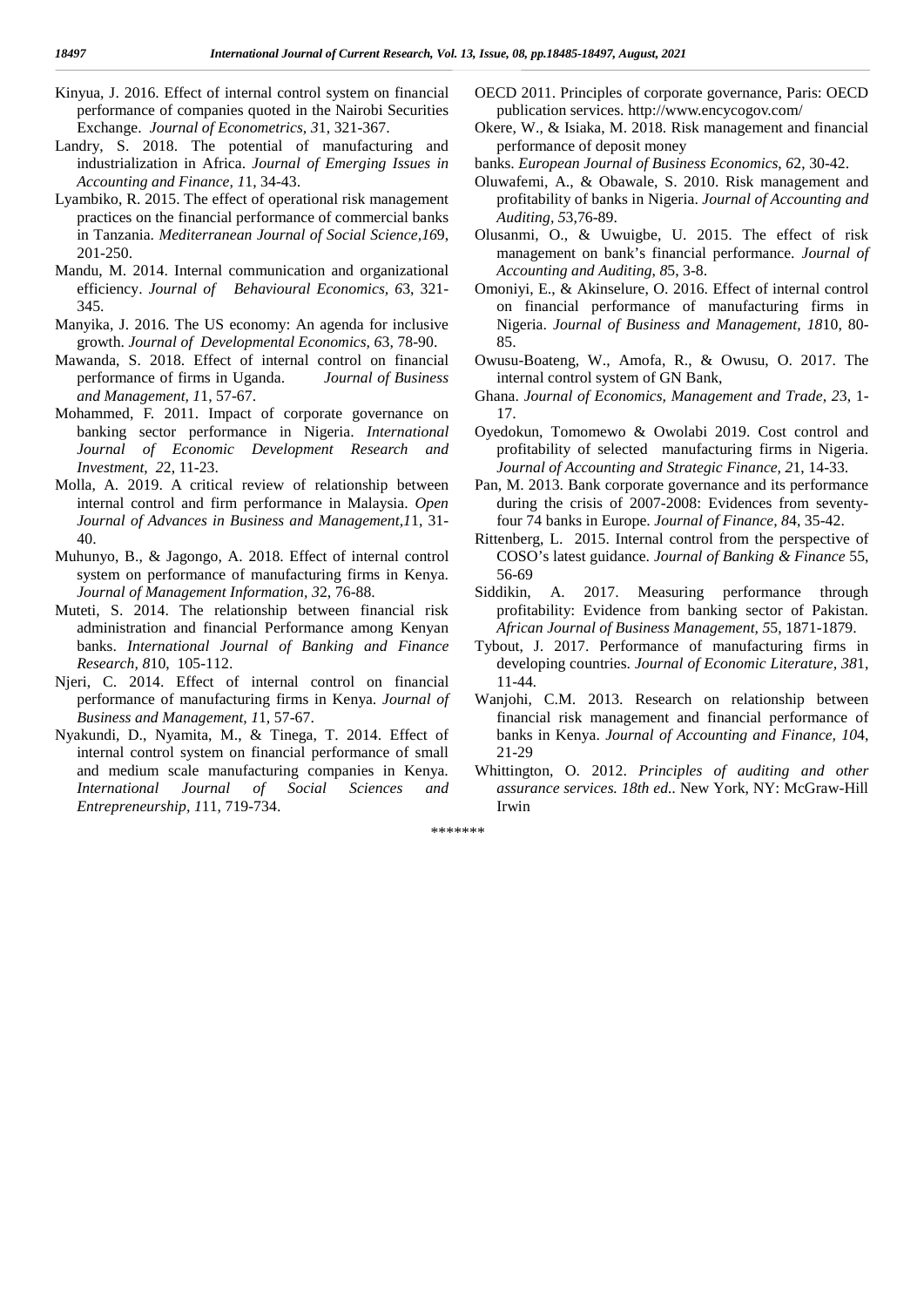Kinyua, J. 2016. Effect of internal control system on financial performance of companies quoted in the Nairobi Securities Exchange. *Journal of Econometrics, 3*1, 321-367.

Landry, S. 2018. The potential of manufacturing and industrialization in Africa. *Journal of Emerging Issues in Accounting and Finance, 1*1, 34-43.

Lyambiko, R. 2015. The effect of operational risk management practices on the financial performance of commercial banks in Tanzania. *Mediterranean Journal of Social Science,16*9, 201-250.

Mandu, M. 2014. Internal communication and organizational efficiency. *Journal of Behavioural Economics, 6*3, 321-345.

Manyika, J. 2016. The US economy: An agenda for inclusive growth. *Journal of Developmental Economics, 6*3, 78-90.

Mawanda, S. 2018. Effect of internal control on financial performance of firms in Uganda. *Journal of Business and Management, 1*1, 57-67.

Mohammed, F. 2011. Impact of corporate governance on banking sector performance in Nigeria. *International Journal of Economic Development Research and Investment, 2*2, 11-23.

Molla, A. 2019. A critical review of relationship between internal control and firm performance in Malaysia. *Open Journal of Advances in Business and Management,1*1, 31-40.

Muhunyo, B., & Jagongo, A. 2018. Effect of internal control system on performance of manufacturing firms in Kenya. *Journal of Management Information, 3*2, 76-88.

Muteti, S. 2014. The relationship between financial risk administration and financial Performance among Kenyan banks. *International Journal of Banking and Finance Research, 8*10, 105-112.

Njeri, C. 2014. Effect of internal control on financial performance of manufacturing firms in Kenya. *Journal of Business and Management, 1*1, 57-67.

Nyakundi, D., Nyamita, M., & Tinega, T. 2014. Effect of internal control system on financial performance of small and medium scale manufacturing companies in Kenya. *International Journal of Social Sciences and Entrepreneurship, 1*11, 719-734.

OECD 2011. Principles of corporate governance, Paris: OECD publication services. http://www.encycogov.com/

Okere, W., & Isiaka, M. 2018. Risk management and financial performance of deposit money

banks. *European Journal of Business Economics, 6*2, 30-42.

Oluwafemi, A., & Obawale, S. 2010. Risk management and profitability of banks in Nigeria. *Journal of Accounting and Auditing, 5*3,76-89.

Olusanmi, O., & Uwuigbe, U. 2015. The effect of risk management on bank's financial performance. *Journal of Accounting and Auditing, 8*5, 3-8.

Omoniyi, E., & Akinselure, O. 2016. Effect of internal control on financial performance of manufacturing firms in Nigeria. *Journal of Business and Management, 18*10, 80-85.

Owusu-Boateng, W., Amofa, R., & Owusu, O. 2017. The internal control system of GN Bank,

Ghana. *Journal of Economics, Management and Trade, 2*3, 1-17.

Oyedokun, Tomomewo & Owolabi 2019. Cost control and profitability of selected manufacturing firms in Nigeria. *Journal of Accounting and Strategic Finance, 2*1, 14-33.

Pan, M. 2013. Bank corporate governance and its performance during the crisis of 2007-2008: Evidences from seventy-four 74 banks in Europe. *Journal of Finance, 8*4, 35-42.

Rittenberg, L. 2015. Internal control from the perspective of COSO's latest guidance. *Journal of Banking & Finance* 55, 56-69

Siddikin, A. 2017. Measuring performance through profitability: Evidence from banking sector of Pakistan. *African Journal of Business Management, 5*5, 1871-1879.

Tybout, J. 2017. Performance of manufacturing firms in developing countries. *Journal of Economic Literature, 38*1, 11-44.

Wanjohi, C.M. 2013. Research on relationship between financial risk management and financial performance of banks in Kenya. *Journal of Accounting and Finance, 10*4, 21-29

Whittington, O. 2012. *Principles of auditing and other assurance services. 18th ed.*. New York, NY: McGraw-Hill Irwin

*******